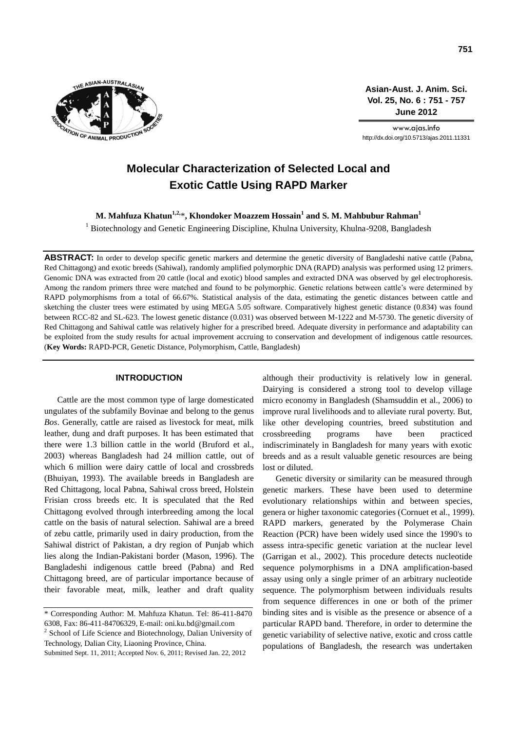# Molecular Characterization of Selected Local and Exotic Cattle Using RAPD Marker

**M. Mahfuza Khatun[1,2,]*, Khondoker Moazzem Hossain[1] and S. M. Mahbubur Rahman[1]**

[1] Biotechnology and Genetic Engineering Discipline, Khulna University, Khulna-9208, Bangladesh

**ABSTRACT:** In order to develop specific genetic markers and determine the genetic diversity of Bangladeshi native cattle (Pabna, Red Chittagong) and exotic breeds (Sahiwal), randomly amplified polymorphic DNA (RAPD) analysis was performed using 12 primers. Genomic DNA was extracted from 20 cattle (local and exotic) blood samples and extracted DNA was observed by gel electrophoresis. Among the random primers three were matched and found to be polymorphic. Genetic relations between cattle's were determined by RAPD polymorphisms from a total of 66.67%. Statistical analysis of the data, estimating the genetic distances between cattle and sketching the cluster trees were estimated by using MEGA 5.05 software. Comparatively highest genetic distance (0.834) was found between RCC-82 and SL-623. The lowest genetic distance (0.031) was observed between M-1222 and M-5730. The genetic diversity of Red Chittagong and Sahiwal cattle was relatively higher for a prescribed breed. Adequate diversity in performance and adaptability can be exploited from the study results for actual improvement accruing to conservation and development of indigenous cattle resources. (**Key Words:** RAPD-PCR, Genetic Distance, Polymorphism, Cattle, Bangladesh)

## INTRODUCTION

Cattle are the most common type of large domesticated ungulates of the subfamily Bovinae and belong to the genus *Bos*. Generally, cattle are raised as livestock for meat, milk leather, dung and draft purposes. It has been estimated that there were 1.3 billion cattle in the world (Bruford et al., 2003) whereas Bangladesh had 24 million cattle, out of which 6 million were dairy cattle of local and crossbreds (Bhuiyan, 1993). The available breeds in Bangladesh are Red Chittagong, local Pabna, Sahiwal cross breed, Holstein Frisian cross breeds etc. It is speculated that the Red Chittagong evolved through interbreeding among the local cattle on the basis of natural selection. Sahiwal are a breed of zebu cattle, primarily used in dairy production, from the Sahiwal district of Pakistan, a dry region of Punjab which lies along the Indian-Pakistani border (Mason, 1996). The Bangladeshi indigenous cattle breed (Pabna) and Red Chittagong breed, are of particular importance because of their favorable meat, milk, leather and draft quality although their productivity is relatively low in general. Dairying is considered a strong tool to develop village micro economy in Bangladesh (Shamsuddin et al., 2006) to improve rural livelihoods and to alleviate rural poverty. But, like other developing countries, breed substitution and crossbreeding programs have been practiced indiscriminately in Bangladesh for many years with exotic breeds and as a result valuable genetic resources are being lost or diluted.

Genetic diversity or similarity can be measured through genetic markers. These have been used to determine evolutionary relationships within and between species, genera or higher taxonomic categories (Cornuet et al., 1999). RAPD markers, generated by the Polymerase Chain Reaction (PCR) have been widely used since the 1990's to assess intra-specific genetic variation at the nuclear level (Garrigan et al., 2002). This procedure detects nucleotide sequence polymorphisms in a DNA amplification-based assay using only a single primer of an arbitrary nucleotide sequence. The polymorphism between individuals results from sequence differences in one or both of the primer binding sites and is visible as the presence or absence of a particular RAPD band. Therefore, in order to determine the genetic variability of selective native, exotic and cross cattle populations of Bangladesh, the research was undertaken

---

\* Corresponding Author: M. Mahfuza Khatun. Tel: 86-411-8470 6308, Fax: 86-411-84706329, E-mail: oni.ku.bd@gmail.com

[2] School of Life Science and Biotechnology, Dalian University of Technology, Dalian City, Liaoning Province, China.

Submitted Sept. 11, 2011; Accepted Nov. 6, 2011; Revised Jan. 22, 2012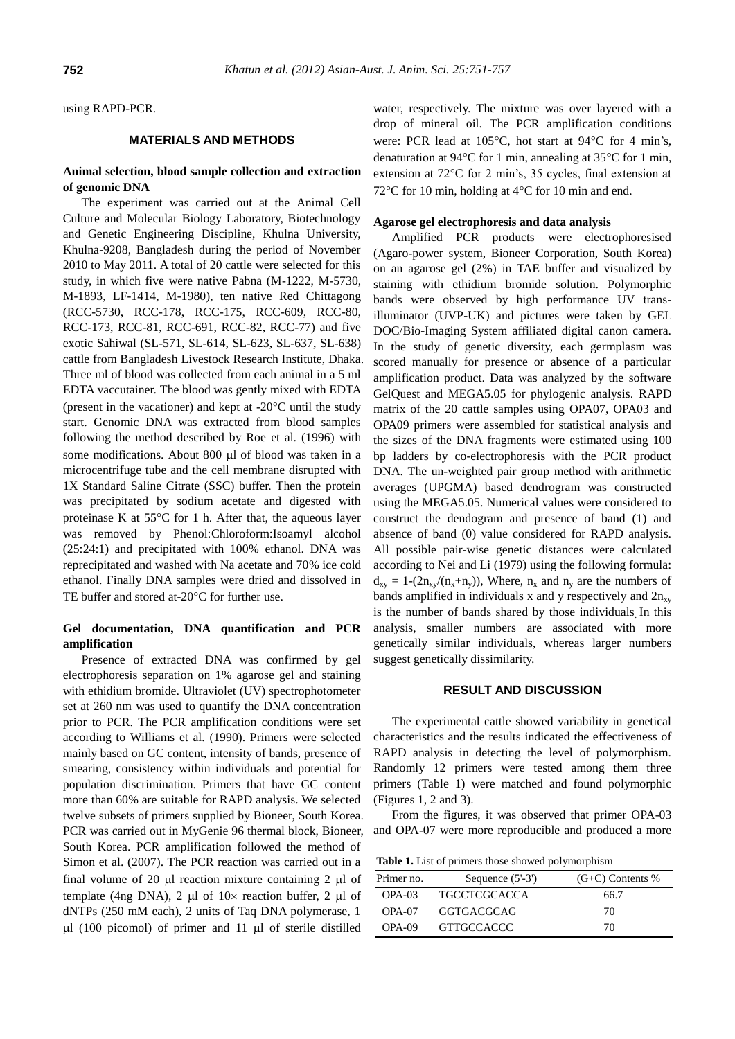using RAPD-PCR.

## MATERIALS AND METHODS

### Animal selection, blood sample collection and extraction of genomic DNA

The experiment was carried out at the Animal Cell Culture and Molecular Biology Laboratory, Biotechnology and Genetic Engineering Discipline, Khulna University, Khulna-9208, Bangladesh during the period of November 2010 to May 2011. A total of 20 cattle were selected for this study, in which five were native Pabna (M-1222, M-5730, M-1893, LF-1414, M-1980), ten native Red Chittagong (RCC-5730, RCC-178, RCC-175, RCC-609, RCC-80, RCC-173, RCC-81, RCC-691, RCC-82, RCC-77) and five exotic Sahiwal (SL-571, SL-614, SL-623, SL-637, SL-638) cattle from Bangladesh Livestock Research Institute, Dhaka. Three ml of blood was collected from each animal in a 5 ml EDTA vaccutainer. The blood was gently mixed with EDTA (present in the vacationer) and kept at -20°C until the study start. Genomic DNA was extracted from blood samples following the method described by Roe et al. (1996) with some modifications. About 800 μl of blood was taken in a microcentrifuge tube and the cell membrane disrupted with 1X Standard Saline Citrate (SSC) buffer. Then the protein was precipitated by sodium acetate and digested with proteinase K at 55°C for 1 h. After that, the aqueous layer was removed by Phenol:Chloroform:Isoamyl alcohol (25:24:1) and precipitated with 100% ethanol. DNA was reprecipitated and washed with Na acetate and 70% ice cold ethanol. Finally DNA samples were dried and dissolved in TE buffer and stored at-20°C for further use.

### Gel documentation, DNA quantification and PCR amplification

Presence of extracted DNA was confirmed by gel electrophoresis separation on 1% agarose gel and staining with ethidium bromide. Ultraviolet (UV) spectrophotometer set at 260 nm was used to quantify the DNA concentration prior to PCR. The PCR amplification conditions were set according to Williams et al. (1990). Primers were selected mainly based on GC content, intensity of bands, presence of smearing, consistency within individuals and potential for population discrimination. Primers that have GC content more than 60% are suitable for RAPD analysis. We selected twelve subsets of primers supplied by Bioneer, South Korea. PCR was carried out in MyGenie 96 thermal block, Bioneer, South Korea. PCR amplification followed the method of Simon et al. (2007). The PCR reaction was carried out in a final volume of 20 μl reaction mixture containing 2 μl of template (4ng DNA), 2 μl of 10× reaction buffer, 2 μl of dNTPs (250 mM each), 2 units of Taq DNA polymerase, 1 μl (100 picomol) of primer and 11 μl of sterile distilled water, respectively. The mixture was over layered with a drop of mineral oil. The PCR amplification conditions were: PCR lead at 105°C, hot start at 94°C for 4 min's, denaturation at 94°C for 1 min, annealing at 35°C for 1 min, extension at 72°C for 2 min's, 35 cycles, final extension at 72°C for 10 min, holding at 4°C for 10 min and end.

### Agarose gel electrophoresis and data analysis

Amplified PCR products were electrophoresised (Agaro-power system, Bioneer Corporation, South Korea) on an agarose gel (2%) in TAE buffer and visualized by staining with ethidium bromide solution. Polymorphic bands were observed by high performance UV trans-illuminator (UVP-UK) and pictures were taken by GEL DOC/Bio-Imaging System affiliated digital canon camera. In the study of genetic diversity, each germplasm was scored manually for presence or absence of a particular amplification product. Data was analyzed by the software GelQuest and MEGA5.05 for phylogenic analysis. RAPD matrix of the 20 cattle samples using OPA07, OPA03 and OPA09 primers were assembled for statistical analysis and the sizes of the DNA fragments were estimated using 100 bp ladders by co-electrophoresis with the PCR product DNA. The un-weighted pair group method with arithmetic averages (UPGMA) based dendrogram was constructed using the MEGA5.05. Numerical values were considered to construct the dendogram and presence of band (1) and absence of band (0) value considered for RAPD analysis. All possible pair-wise genetic distances were calculated according to Nei and Li (1979) using the following formula: $d_{xy} = 1-(2n_{xy}/(n_x+n_y))$, Where, $n_x$ and $n_y$ are the numbers of bands amplified in individuals x and y respectively and $2n_{xy}$ is the number of bands shared by those individuals. In this analysis, smaller numbers are associated with more genetically similar individuals, whereas larger numbers suggest genetically dissimilarity.

## RESULT AND DISCUSSION

The experimental cattle showed variability in genetical characteristics and the results indicated the effectiveness of RAPD analysis in detecting the level of polymorphism. Randomly 12 primers were tested among them three primers (Table 1) were matched and found polymorphic (Figures 1, 2 and 3).

From the figures, it was observed that primer OPA-03 and OPA-07 were more reproducible and produced a more

**Table 1.** List of primers those showed polymorphism

| Primer no. | Sequence (5'-3') | (G+C) Contents % |
|---|---|---|
| OPA-03 | TGCCTCGCACCA | 66.7 |
| OPA-07 | GGTGACGCAG | 70 |
| OPA-09 | GTTGCCACCC | 70 |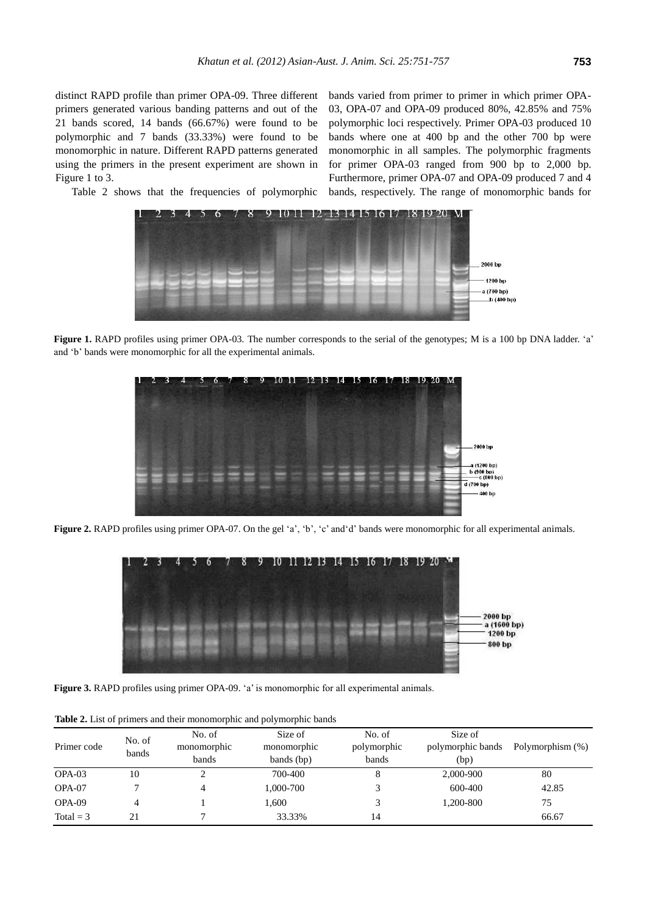distinct RAPD profile than primer OPA-09. Three different primers generated various banding patterns and out of the 21 bands scored, 14 bands (66.67%) were found to be polymorphic and 7 bands (33.33%) were found to be monomorphic in nature. Different RAPD patterns generated using the primers in the present experiment are shown in Figure 1 to 3.

Table 2 shows that the frequencies of polymorphic bands varied from primer to primer in which primer OPA-03, OPA-07 and OPA-09 produced 80%, 42.85% and 75% polymorphic loci respectively. Primer OPA-03 produced 10 bands where one at 400 bp and the other 700 bp were monomorphic in all samples. The polymorphic fragments for primer OPA-03 ranged from 900 bp to 2,000 bp. Furthermore, primer OPA-07 and OPA-09 produced 7 and 4 bands, respectively. The range of monomorphic bands for

**Figure 1.** RAPD profiles using primer OPA-03. The number corresponds to the serial of the genotypes; M is a 100 bp DNA ladder. 'a' and 'b' bands were monomorphic for all the experimental animals.

**Figure 2.** RAPD profiles using primer OPA-07. On the gel 'a', 'b', 'c' and'd' bands were monomorphic for all experimental animals.

**Figure 3.** RAPD profiles using primer OPA-09. 'a' is monomorphic for all experimental animals.

**Table 2.** List of primers and their monomorphic and polymorphic bands

| Primer code | No. of bands | No. of monomorphic bands | Size of monomorphic bands (bp) | No. of polymorphic bands | Size of polymorphic bands (bp) | Polymorphism (%) |
|---|---|---|---|---|---|---|
| OPA-03 | 10 | 2 | 700-400 | 8 | 2,000-900 | 80 |
| OPA-07 | 7 | 4 | 1,000-700 | 3 | 600-400 | 42.85 |
| OPA-09 | 4 | 1 | 1,600 | 3 | 1,200-800 | 75 |
| Total = 3 | 21 | 7 | 33.33% | 14 | | 66.67 |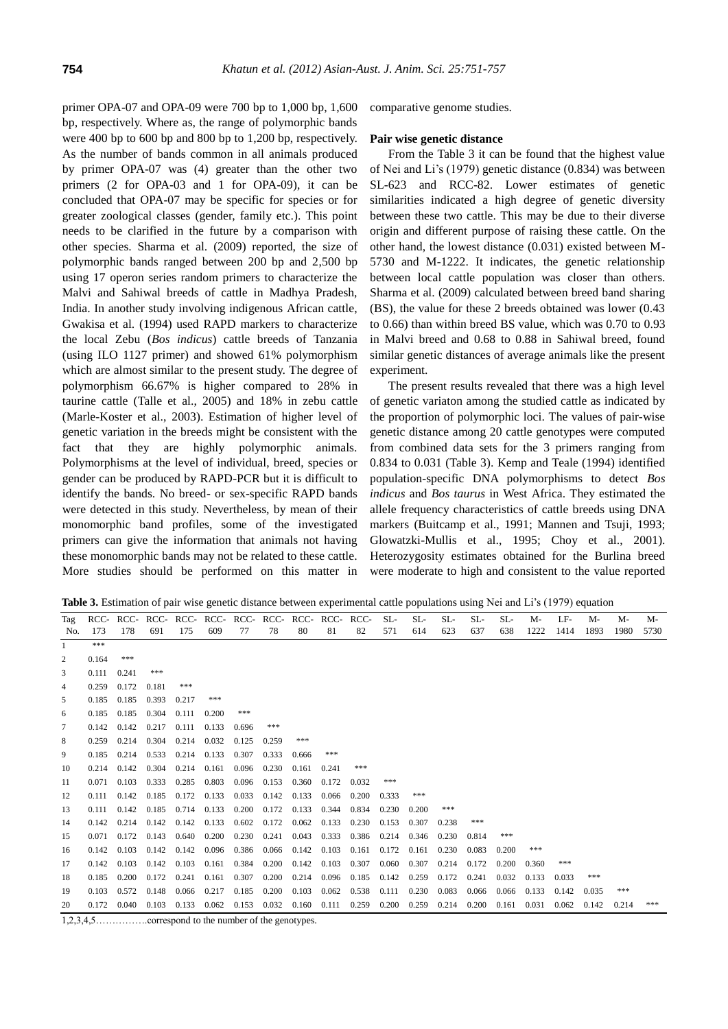primer OPA-07 and OPA-09 were 700 bp to 1,000 bp, 1,600 bp, respectively. Where as, the range of polymorphic bands were 400 bp to 600 bp and 800 bp to 1,200 bp, respectively. As the number of bands common in all animals produced by primer OPA-07 was (4) greater than the other two primers (2 for OPA-03 and 1 for OPA-09), it can be concluded that OPA-07 may be specific for species or for greater zoological classes (gender, family etc.). This point needs to be clarified in the future by a comparison with other species. Sharma et al. (2009) reported, the size of polymorphic bands ranged between 200 bp and 2,500 bp using 17 operon series random primers to characterize the Malvi and Sahiwal breeds of cattle in Madhya Pradesh, India. In another study involving indigenous African cattle, Gwakisa et al. (1994) used RAPD markers to characterize the local Zebu (*Bos indicus*) cattle breeds of Tanzania (using ILO 1127 primer) and showed 61% polymorphism which are almost similar to the present study. The degree of polymorphism 66.67% is higher compared to 28% in taurine cattle (Talle et al., 2005) and 18% in zebu cattle (Marle-Koster et al., 2003). Estimation of higher level of genetic variation in the breeds might be consistent with the fact that they are highly polymorphic animals. Polymorphisms at the level of individual, breed, species or gender can be produced by RAPD-PCR but it is difficult to identify the bands. No breed- or sex-specific RAPD bands were detected in this study. Nevertheless, by mean of their monomorphic band profiles, some of the investigated primers can give the information that animals not having these monomorphic bands may not be related to these cattle. More studies should be performed on this matter in comparative genome studies.

### Pair wise genetic distance

From the Table 3 it can be found that the highest value of Nei and Li's (1979) genetic distance (0.834) was between SL-623 and RCC-82. Lower estimates of genetic similarities indicated a high degree of genetic diversity between these two cattle. This may be due to their diverse origin and different purpose of raising these cattle. On the other hand, the lowest distance (0.031) existed between M-5730 and M-1222. It indicates, the genetic relationship between local cattle population was closer than others. Sharma et al. (2009) calculated between breed band sharing (BS), the value for these 2 breeds obtained was lower (0.43 to 0.66) than within breed BS value, which was 0.70 to 0.93 in Malvi breed and 0.68 to 0.88 in Sahiwal breed, found similar genetic distances of average animals like the present experiment.

The present results revealed that there was a high level of genetic variaton among the studied cattle as indicated by the proportion of polymorphic loci. The values of pair-wise genetic distance among 20 cattle genotypes were computed from combined data sets for the 3 primers ranging from 0.834 to 0.031 (Table 3). Kemp and Teale (1994) identified population-specific DNA polymorphisms to detect *Bos indicus* and *Bos taurus* in West Africa. They estimated the allele frequency characteristics of cattle breeds using DNA markers (Buitcamp et al., 1991; Mannen and Tsuji, 1993; Glowatzki-Mullis et al., 1995; Choy et al., 2001). Heterozygosity estimates obtained for the Burlina breed were moderate to high and consistent to the value reported

**Table 3.** Estimation of pair wise genetic distance between experimental cattle populations using Nei and Li's (1979) equation

| Tag No. | RCC-173 | RCC-178 | RCC-691 | RCC-175 | RCC-609 | RCC-77 | RCC-78 | RCC-80 | RCC-81 | RCC-82 | SL-571 | SL-614 | SL-623 | SL-637 | SL-638 | M-1222 | LF-1414 | M-1893 | M-1980 | M-5730 |
|---|---|---|---|---|---|---|---|---|---|---|---|---|---|---|---|---|---|---|---|---|
| 1 | *** | | | | | | | | | | | | | | | | | | | |
| 2 | 0.164 | *** | | | | | | | | | | | | | | | | | | |
| 3 | 0.111 | 0.241 | *** | | | | | | | | | | | | | | | | | |
| 4 | 0.259 | 0.172 | 0.181 | *** | | | | | | | | | | | | | | | | |
| 5 | 0.185 | 0.185 | 0.393 | 0.217 | *** | | | | | | | | | | | | | | | |
| 6 | 0.185 | 0.185 | 0.304 | 0.111 | 0.200 | *** | | | | | | | | | | | | | | |
| 7 | 0.142 | 0.142 | 0.217 | 0.111 | 0.133 | 0.696 | *** | | | | | | | | | | | | | |
| 8 | 0.259 | 0.214 | 0.304 | 0.214 | 0.032 | 0.125 | 0.259 | *** | | | | | | | | | | | | |
| 9 | 0.185 | 0.214 | 0.533 | 0.214 | 0.133 | 0.307 | 0.333 | 0.666 | *** | | | | | | | | | | | |
| 10 | 0.214 | 0.142 | 0.304 | 0.214 | 0.161 | 0.096 | 0.230 | 0.161 | 0.241 | *** | | | | | | | | | | |
| 11 | 0.071 | 0.103 | 0.333 | 0.285 | 0.803 | 0.096 | 0.153 | 0.360 | 0.172 | 0.032 | *** | | | | | | | | | |
| 12 | 0.111 | 0.142 | 0.185 | 0.172 | 0.133 | 0.033 | 0.142 | 0.133 | 0.066 | 0.200 | 0.333 | *** | | | | | | | | |
| 13 | 0.111 | 0.142 | 0.185 | 0.714 | 0.133 | 0.200 | 0.172 | 0.133 | 0.344 | 0.834 | 0.230 | 0.200 | *** | | | | | | | |
| 14 | 0.142 | 0.214 | 0.142 | 0.142 | 0.133 | 0.602 | 0.172 | 0.062 | 0.133 | 0.230 | 0.153 | 0.307 | 0.238 | *** | | | | | | |
| 15 | 0.071 | 0.172 | 0.143 | 0.640 | 0.200 | 0.230 | 0.241 | 0.043 | 0.333 | 0.386 | 0.214 | 0.346 | 0.230 | 0.814 | *** | | | | | |
| 16 | 0.142 | 0.103 | 0.142 | 0.142 | 0.096 | 0.386 | 0.066 | 0.142 | 0.103 | 0.161 | 0.172 | 0.161 | 0.230 | 0.083 | 0.200 | *** | | | | |
| 17 | 0.142 | 0.103 | 0.142 | 0.103 | 0.161 | 0.384 | 0.200 | 0.142 | 0.103 | 0.307 | 0.060 | 0.307 | 0.214 | 0.172 | 0.200 | 0.360 | *** | | | |
| 18 | 0.185 | 0.200 | 0.172 | 0.241 | 0.161 | 0.307 | 0.200 | 0.214 | 0.096 | 0.185 | 0.142 | 0.259 | 0.172 | 0.241 | 0.032 | 0.133 | 0.033 | *** | | |
| 19 | 0.103 | 0.572 | 0.148 | 0.066 | 0.217 | 0.185 | 0.200 | 0.103 | 0.062 | 0.538 | 0.111 | 0.230 | 0.083 | 0.066 | 0.066 | 0.133 | 0.142 | 0.035 | *** | |
| 20 | 0.172 | 0.040 | 0.103 | 0.133 | 0.062 | 0.153 | 0.032 | 0.160 | 0.111 | 0.259 | 0.200 | 0.259 | 0.214 | 0.200 | 0.161 | 0.031 | 0.062 | 0.142 | 0.214 | *** |

1,2,3,4,5…………….correspond to the number of the genotypes.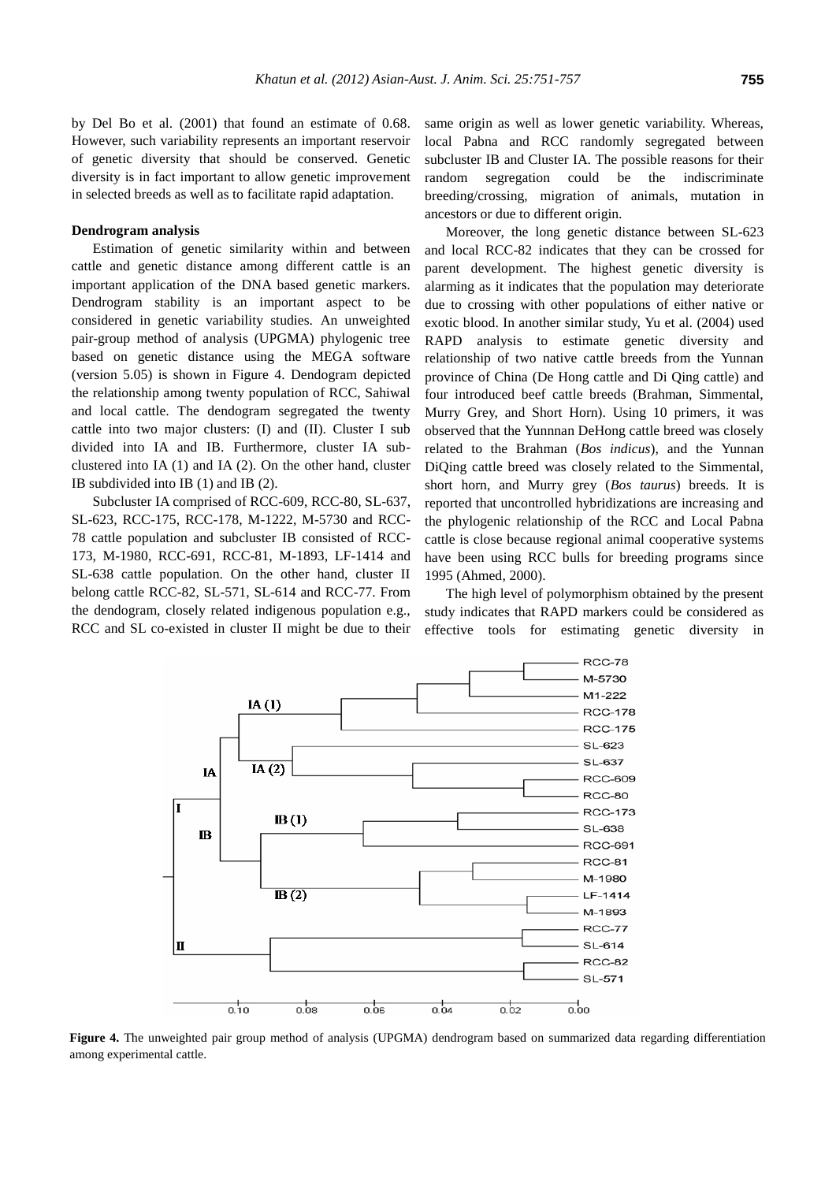by Del Bo et al. (2001) that found an estimate of 0.68. However, such variability represents an important reservoir of genetic diversity that should be conserved. Genetic diversity is in fact important to allow genetic improvement in selected breeds as well as to facilitate rapid adaptation.

**Dendrogram analysis**

Estimation of genetic similarity within and between cattle and genetic distance among different cattle is an important application of the DNA based genetic markers. Dendrogram stability is an important aspect to be considered in genetic variability studies. An unweighted pair-group method of analysis (UPGMA) phylogenic tree based on genetic distance using the MEGA software (version 5.05) is shown in Figure 4. Dendogram depicted the relationship among twenty population of RCC, Sahiwal and local cattle. The dendogram segregated the twenty cattle into two major clusters: (I) and (II). Cluster I sub divided into IA and IB. Furthermore, cluster IA sub-clustered into IA (1) and IA (2). On the other hand, cluster IB subdivided into IB (1) and IB (2).

Subcluster IA comprised of RCC-609, RCC-80, SL-637, SL-623, RCC-175, RCC-178, M-1222, M-5730 and RCC-78 cattle population and subcluster IB consisted of RCC-173, M-1980, RCC-691, RCC-81, M-1893, LF-1414 and SL-638 cattle population. On the other hand, cluster II belong cattle RCC-82, SL-571, SL-614 and RCC-77. From the dendogram, closely related indigenous population e.g., RCC and SL co-existed in cluster II might be due to their same origin as well as lower genetic variability. Whereas, local Pabna and RCC randomly segregated between subcluster IB and Cluster IA. The possible reasons for their random segregation could be the indiscriminate breeding/crossing, migration of animals, mutation in ancestors or due to different origin.

Moreover, the long genetic distance between SL-623 and local RCC-82 indicates that they can be crossed for parent development. The highest genetic diversity is alarming as it indicates that the population may deteriorate due to crossing with other populations of either native or exotic blood. In another similar study, Yu et al. (2004) used RAPD analysis to estimate genetic diversity and relationship of two native cattle breeds from the Yunnan province of China (De Hong cattle and Di Qing cattle) and four introduced beef cattle breeds (Brahman, Simmental, Murry Grey, and Short Horn). Using 10 primers, it was observed that the Yunnnan DeHong cattle breed was closely related to the Brahman (*Bos indicus*), and the Yunnan DiQing cattle breed was closely related to the Simmental, short horn, and Murry grey (*Bos taurus*) breeds. It is reported that uncontrolled hybridizations are increasing and the phylogenic relationship of the RCC and Local Pabna cattle is close because regional animal cooperative systems have been using RCC bulls for breeding programs since 1995 (Ahmed, 2000).

The high level of polymorphism obtained by the present study indicates that RAPD markers could be considered as effective tools for estimating genetic diversity in

**Figure 4.** The unweighted pair group method of analysis (UPGMA) dendrogram based on summarized data regarding differentiation among experimental cattle.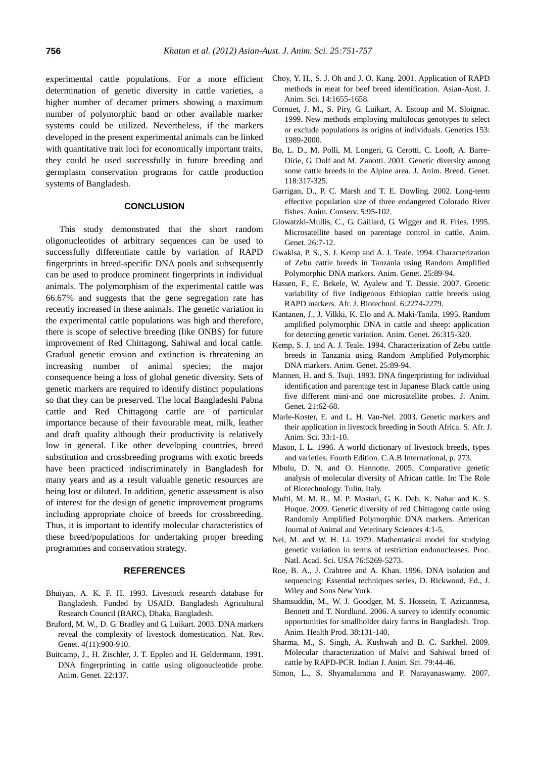experimental cattle populations. For a more efficient determination of genetic diversity in cattle varieties, a higher number of decamer primers showing a maximum number of polymorphic band or other available marker systems could be utilized. Nevertheless, if the markers developed in the present experimental animals can be linked with quantitative trait loci for economically important traits, they could be used successfully in future breeding and germplasm conservation programs for cattle production systems of Bangladesh.

## CONCLUSION

This study demonstrated that the short random oligonucleotides of arbitrary sequences can be used to successfully differentiate cattle by variation of RAPD fingerprints in breed-specific DNA pools and subsequently can be used to produce prominent fingerprints in individual animals. The polymorphism of the experimental cattle was 66.67% and suggests that the gene segregation rate has recently increased in these animals. The genetic variation in the experimental cattle populations was high and therefore, there is scope of selective breeding (like ONBS) for future improvement of Red Chittagong, Sahiwal and local cattle. Gradual genetic erosion and extinction is threatening an increasing number of animal species; the major consequence being a loss of global genetic diversity. Sets of genetic markers are required to identify distinct populations so that they can be preserved. The local Bangladeshi Pabna cattle and Red Chittagong cattle are of particular importance because of their favourable meat, milk, leather and draft quality although their productivity is relatively low in general. Like other developing countries, breed substitution and crossbreeding programs with exotic breeds have been practiced indiscriminately in Bangladesh for many years and as a result valuable genetic resources are being lost or diluted. In addition, genetic assessment is also of interest for the design of genetic improvement programs including appropriate choice of breeds for crossbreeding. Thus, it is important to identify molecular characteristics of these breed/populations for undertaking proper breeding programmes and conservation strategy.

## REFERENCES

Bhuiyan, A. K. F. H. 1993. Livestock research database for Bangladesh. Funded by USAID. Bangladesh Agricultural Research Council (BARC), Dhaka, Bangladesh.

Bruford, M. W., D. G. Bradley and G. Luikart. 2003. DNA markers reveal the complexity of livestock domestication. Nat. Rev. Genet. 4(11):900-910.

Buitcamp, J., H. Zischler, J. T. Epplen and H. Geldermann. 1991. DNA fingerprinting in cattle using oligonucleotide probe. Anim. Genet. 22:137.

Choy, Y. H., S. J. Oh and J. O. Kang. 2001. Application of RAPD methods in meat for beef breed identification. Asian-Aust. J. Anim. Sci. 14:1655-1658.

Cornuet, J. M., S. Piry, G. Luikart, A. Estoup and M. Sloignac. 1999. New methods employing multilocus genotypes to select or exclude populations as origins of individuals. Genetics 153: 1989-2000.

Bo, L. D., M. Polli, M. Longeri, G. Cerotti, C. Looft, A. Barre-Dirie, G. Dolf and M. Zanotti. 2001. Genetic diversity among some cattle breeds in the Alpine area. J. Anim. Breed. Genet. 118:317-325.

Garrigan, D., P. C. Marsh and T. E. Dowling. 2002. Long-term effective population size of three endangered Colorado River fishes. Anim. Conserv. 5:95-102.

Glowatzki-Mullis, C., G. Gaillard, G. Wigger and R. Fries. 1995. Microsatellite based on parentage control in cattle. Anim. Genet. 26:7-12.

Gwakisa, P. S., S. J. Kemp and A. J. Teale. 1994. Characterization of Zebu cattle breeds in Tanzania using Random Amplified Polymorphic DNA markers. Anim. Genet. 25:89-94.

Hassen, F., E. Bekele, W. Ayalew and T. Dessie. 2007. Genetic variability of five Indigenous Ethiopian cattle breeds using RAPD markers. Afr. J. Biotechnol. 6:2274-2279.

Kantanen, J., J. Vilkki, K. Elo and A. Maki-Tanila. 1995. Random amplified polymorphic DNA in cattle and sheep: application for detecting genetic variation. Anim. Genet. 26:315-320.

Kemp, S. J. and A. J. Teale. 1994. Characterization of Zebu cattle breeds in Tanzania using Random Amplified Polymorphic DNA markers. Anim. Genet. 25:89-94.

Mannen, H. and S. Tsuji. 1993. DNA fingerprinting for individual identification and parentage test in Japanese Black cattle using five different mini-and one microsatellite probes. J. Anim. Genet. 21:62-68.

Marle-Koster, E. and L. H. Van-Nel. 2003. Genetic markers and their application in livestock breeding in South Africa. S. Afr. J. Anim. Sci. 33:1-10.

Mason, I. L. 1996. A world dictionary of livestock breeds, types and varieties. Fourth Edition. C.A.B International, p. 273.

Mbulu, D. N. and O. Hannotte. 2005. Comparative genetic analysis of molecular diversity of African cattle. In: The Role of Biotechnology. Tulin, Italy.

Mufti, M. M. R., M. P. Mostari, G. K. Deb, K. Nahar and K. S. Huque. 2009. Genetic diversity of red Chittagong cattle using Randomly Amplified Polymorphic DNA markers. American Journal of Animal and Veterinary Sciences 4:1-5.

Nei, M. and W. H. Li. 1979. Mathematical model for studying genetic variation in terms of restriction endonucleases. Proc. Natl. Acad. Sci. USA 76:5269-5273.

Roe, B. A., J. Crabtree and A. Khan. 1996. DNA isolation and sequencing: Essential techniques series, D. Rickwood, Ed., J. Wiley and Sons New York.

Shamsuddin, M., W. J. Goodger, M. S. Hossein, T. Azizunnesa, Bennett and T. Nordlund. 2006. A survey to identify economic opportunities for smallholder dairy farms in Bangladesh. Trop. Anim. Health Prod. 38:131-140.

Sharma, M., S. Singh, A. Kushwah and B. C. Sarkhel. 2009. Molecular characterization of Malvi and Sahiwal breed of cattle by RAPD-PCR. Indian J. Anim. Sci. 79:44-46.

Simon, L., S. Shyamalamma and P. Narayanaswamy. 2007.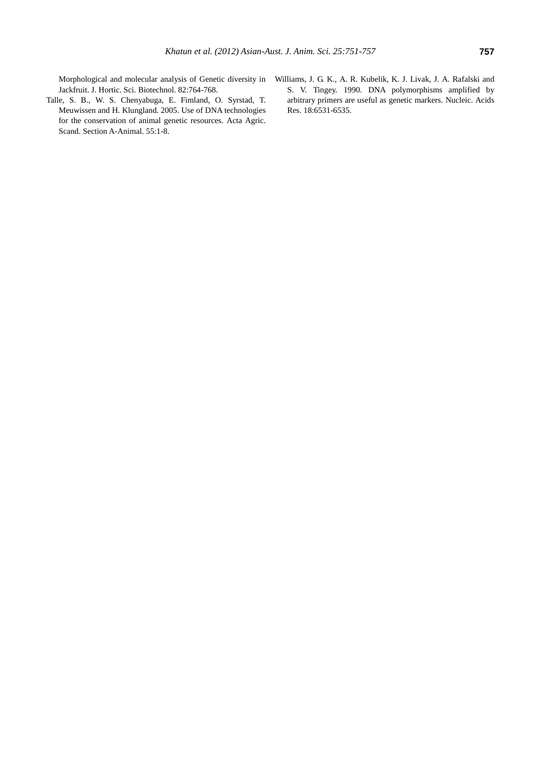Morphological and molecular analysis of Genetic diversity in Jackfruit. J. Hortic. Sci. Biotechnol. 82:764-768.

Talle, S. B., W. S. Chenyabuga, E. Fimland, O. Syrstad, T. Meuwissen and H. Klungland. 2005. Use of DNA technologies for the conservation of animal genetic resources. Acta Agric. Scand. Section A-Animal. 55:1-8.

Williams, J. G. K., A. R. Kubelik, K. J. Livak, J. A. Rafalski and S. V. Tingey. 1990. DNA polymorphisms amplified by arbitrary primers are useful as genetic markers. Nucleic. Acids Res. 18:6531-6535.